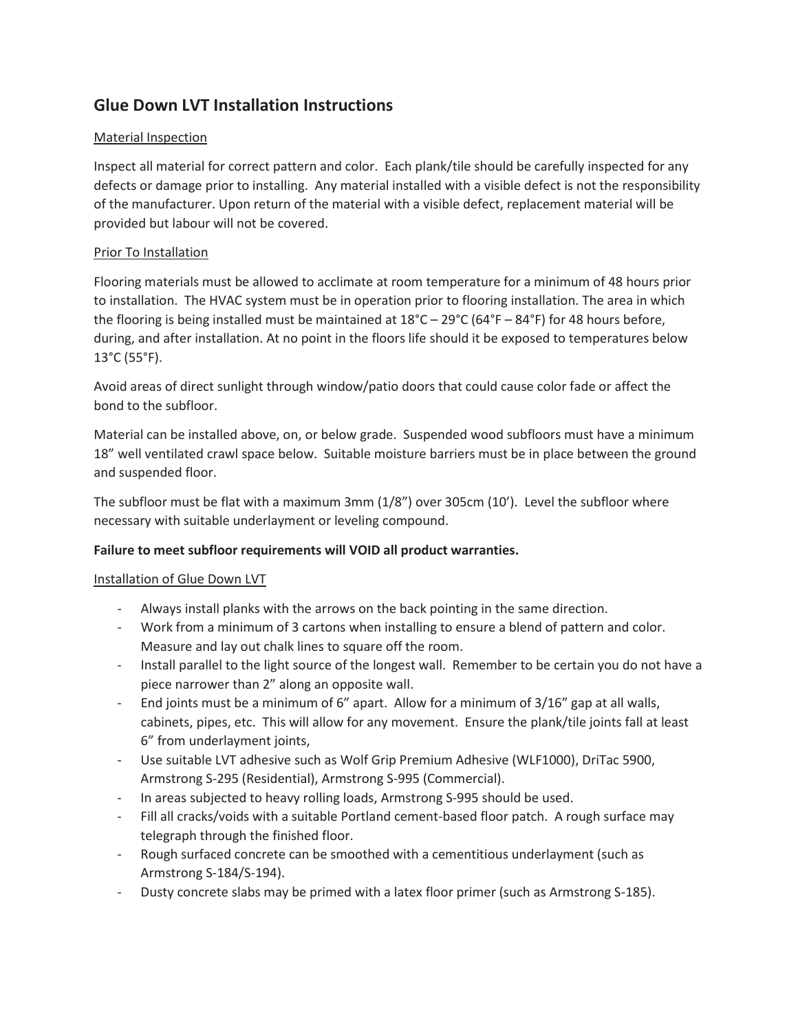# Glue Down LVT Installation Instructions

Material Inspection

Inspect all material for correct pattern and color. Each plank/tile should be carefully inspected for any defects or damage prior to installing. Any material installed with a visible defect is not the responsibility of the manufacturer. Upon return of the material with a visible defect, replacement material will be provided but labour will not be covered.

Prior To Installation

Flooring materials must be allowed to acclimate at room temperature for a minimum of 48 hours prior to installation. The HVAC system must be in operation prior to flooring installation. The area in which the flooring is being installed must be maintained at 18°C – 29°C (64°F – 84°F) for 48 hours before, during, and after installation. At no point in the floors life should it be exposed to temperatures below 13°C (55°F).

Avoid areas of direct sunlight through window/patio doors that could cause color fade or affect the bond to the subfloor.

Material can be installed above, on, or below grade. Suspended wood subfloors must have a minimum 18" well ventilated crawl space below. Suitable moisture barriers must be in place between the ground and suspended floor.

The subfloor must be flat with a maximum 3mm (1/8") over 305cm (10'). Level the subfloor where necessary with suitable underlayment or leveling compound.

**Failure to meet subfloor requirements will VOID all product warranties.**

Installation of Glue Down LVT

- Always install planks with the arrows on the back pointing in the same direction.
- Work from a minimum of 3 cartons when installing to ensure a blend of pattern and color. Measure and lay out chalk lines to square off the room.
- Install parallel to the light source of the longest wall. Remember to be certain you do not have a piece narrower than 2" along an opposite wall.
- End joints must be a minimum of 6" apart. Allow for a minimum of 3/16" gap at all walls, cabinets, pipes, etc. This will allow for any movement. Ensure the plank/tile joints fall at least 6" from underlayment joints,
- Use suitable LVT adhesive such as Wolf Grip Premium Adhesive (WLF1000), DriTac 5900, Armstrong S-295 (Residential), Armstrong S-995 (Commercial).
- In areas subjected to heavy rolling loads, Armstrong S-995 should be used.
- Fill all cracks/voids with a suitable Portland cement-based floor patch. A rough surface may telegraph through the finished floor.
- Rough surfaced concrete can be smoothed with a cementitious underlayment (such as Armstrong S-184/S-194).
- Dusty concrete slabs may be primed with a latex floor primer (such as Armstrong S-185).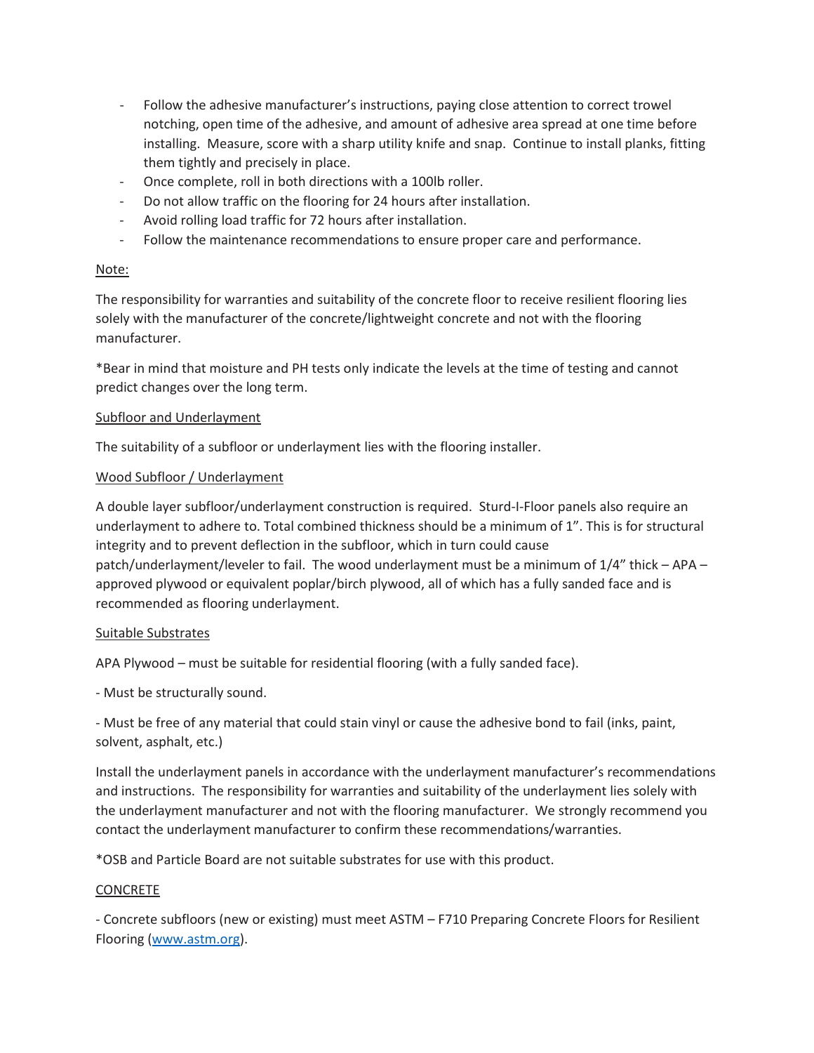- Follow the adhesive manufacturer's instructions, paying close attention to correct trowel notching, open time of the adhesive, and amount of adhesive area spread at one time before installing. Measure, score with a sharp utility knife and snap. Continue to install planks, fitting them tightly and precisely in place.
- Once complete, roll in both directions with a 100lb roller.
- Do not allow traffic on the flooring for 24 hours after installation.
- Avoid rolling load traffic for 72 hours after installation.
- Follow the maintenance recommendations to ensure proper care and performance.

<u>Note:</u>

The responsibility for warranties and suitability of the concrete floor to receive resilient flooring lies solely with the manufacturer of the concrete/lightweight concrete and not with the flooring manufacturer.

*Bear in mind that moisture and PH tests only indicate the levels at the time of testing and cannot predict changes over the long term.

<u>Subfloor and Underlayment</u>

The suitability of a subfloor or underlayment lies with the flooring installer.

<u>Wood Subfloor / Underlayment</u>

A double layer subfloor/underlayment construction is required. Sturd-I-Floor panels also require an underlayment to adhere to. Total combined thickness should be a minimum of 1". This is for structural integrity and to prevent deflection in the subfloor, which in turn could cause patch/underlayment/leveler to fail. The wood underlayment must be a minimum of 1/4" thick – APA – approved plywood or equivalent poplar/birch plywood, all of which has a fully sanded face and is recommended as flooring underlayment.

<u>Suitable Substrates</u>

APA Plywood – must be suitable for residential flooring (with a fully sanded face).

- Must be structurally sound.

- Must be free of any material that could stain vinyl or cause the adhesive bond to fail (inks, paint, solvent, asphalt, etc.)

Install the underlayment panels in accordance with the underlayment manufacturer's recommendations and instructions. The responsibility for warranties and suitability of the underlayment lies solely with the underlayment manufacturer and not with the flooring manufacturer. We strongly recommend you contact the underlayment manufacturer to confirm these recommendations/warranties.

*OSB and Particle Board are not suitable substrates for use with this product.

<u>CONCRETE</u>

- Concrete subfloors (new or existing) must meet ASTM – F710 Preparing Concrete Floors for Resilient Flooring (www.astm.org).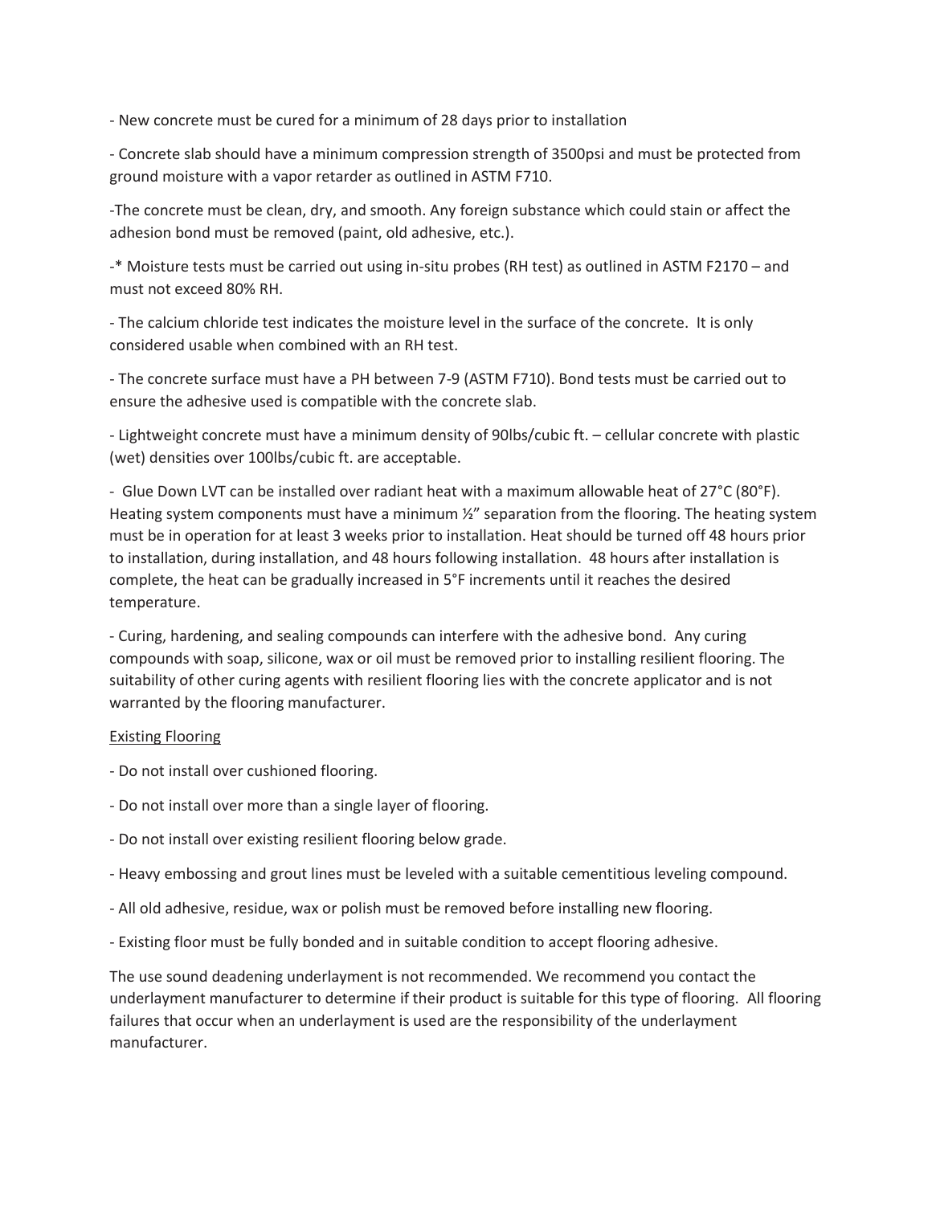- New concrete must be cured for a minimum of 28 days prior to installation

- Concrete slab should have a minimum compression strength of 3500psi and must be protected from ground moisture with a vapor retarder as outlined in ASTM F710.

-The concrete must be clean, dry, and smooth. Any foreign substance which could stain or affect the adhesion bond must be removed (paint, old adhesive, etc.).

-* Moisture tests must be carried out using in-situ probes (RH test) as outlined in ASTM F2170 – and must not exceed 80% RH.

- The calcium chloride test indicates the moisture level in the surface of the concrete. It is only considered usable when combined with an RH test.

- The concrete surface must have a PH between 7-9 (ASTM F710). Bond tests must be carried out to ensure the adhesive used is compatible with the concrete slab.

- Lightweight concrete must have a minimum density of 90lbs/cubic ft. – cellular concrete with plastic (wet) densities over 100lbs/cubic ft. are acceptable.

- Glue Down LVT can be installed over radiant heat with a maximum allowable heat of 27°C (80°F). Heating system components must have a minimum ½" separation from the flooring. The heating system must be in operation for at least 3 weeks prior to installation. Heat should be turned off 48 hours prior to installation, during installation, and 48 hours following installation. 48 hours after installation is complete, the heat can be gradually increased in 5°F increments until it reaches the desired temperature.

- Curing, hardening, and sealing compounds can interfere with the adhesive bond. Any curing compounds with soap, silicone, wax or oil must be removed prior to installing resilient flooring. The suitability of other curing agents with resilient flooring lies with the concrete applicator and is not warranted by the flooring manufacturer.

<u>Existing Flooring</u>

- Do not install over cushioned flooring.

- Do not install over more than a single layer of flooring.

- Do not install over existing resilient flooring below grade.

- Heavy embossing and grout lines must be leveled with a suitable cementitious leveling compound.

- All old adhesive, residue, wax or polish must be removed before installing new flooring.

- Existing floor must be fully bonded and in suitable condition to accept flooring adhesive.

The use sound deadening underlayment is not recommended. We recommend you contact the underlayment manufacturer to determine if their product is suitable for this type of flooring. All flooring failures that occur when an underlayment is used are the responsibility of the underlayment manufacturer.